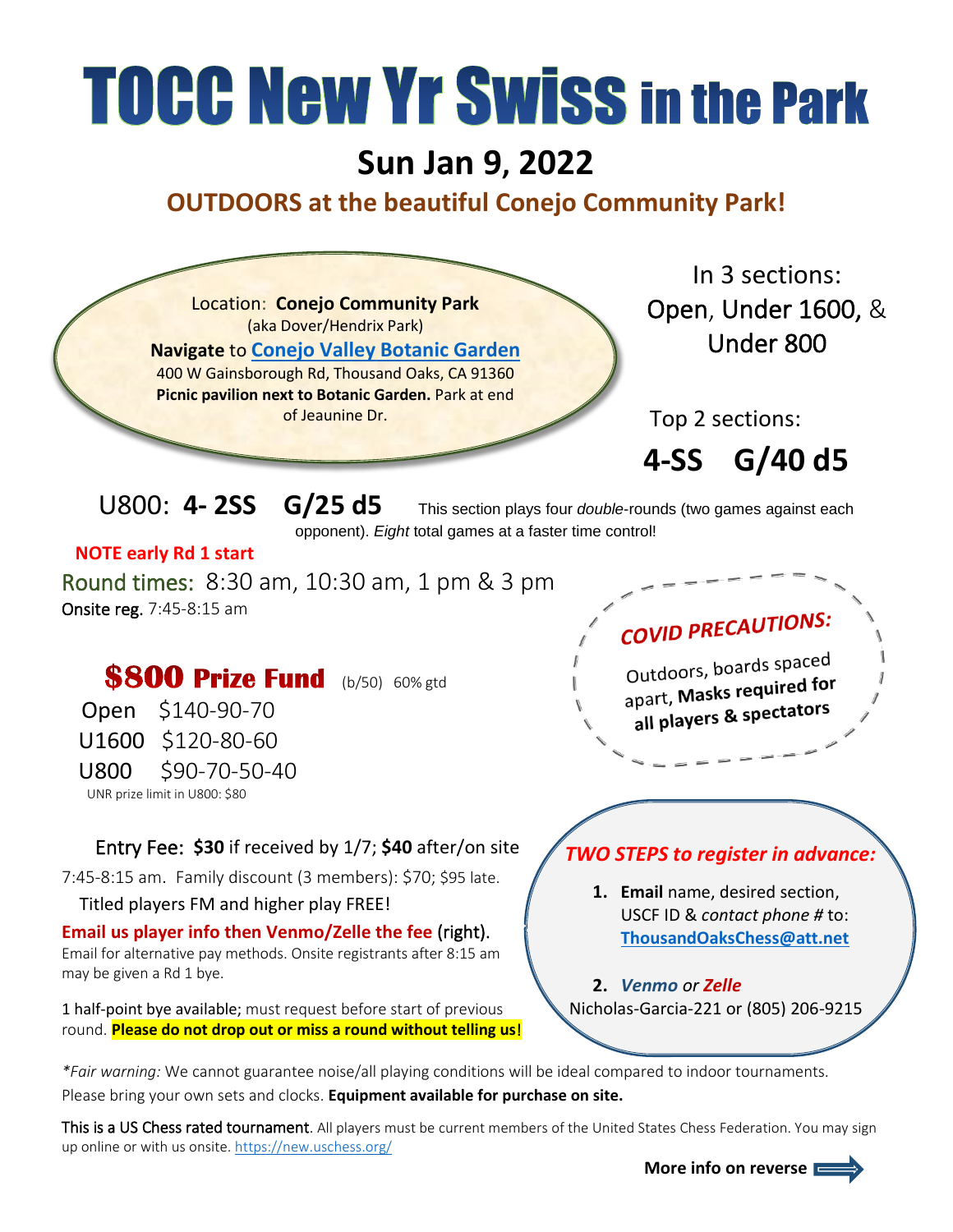# TOCC New Yr Swiss in the Park

## Sun Jan 9, 2022

### OUTDOORS at the beautiful Conejo Community Park!

Location: **Conejo Community Park**
(aka Dover/Hendrix Park)
**Navigate** to **Conejo Valley Botanic Garden**
400 W Gainsborough Rd, Thousand Oaks, CA 91360
**Picnic pavilion next to Botanic Garden.** Park at end of Jeaunine Dr.

In 3 sections:
Open, Under 1600, & Under 800

Top 2 sections:
**4-SS G/40 d5**

U800: **4- 2SS G/25 d5** This section plays four *double*-rounds (two games against each opponent). *Eight* total games at a faster time control!

**NOTE early Rd 1 start**

Round times: 8:30 am, 10:30 am, 1 pm & 3 pm
Onsite reg. 7:45-8:15 am

**COVID PRECAUTIONS:**
Outdoors, boards spaced apart, **Masks required for all players & spectators**

**$800 Prize Fund** (b/50) 60% gtd

- Open $140-90-70
- U1600 $120-80-60
- U800 $90-70-50-40

UNR prize limit in U800: $80

Entry Fee: **$30** if received by 1/7; **$40** after/on site 7:45-8:15 am. Family discount (3 members): $70; $95 late.
Titled players FM and higher play FREE!

**Email us player info then Venmo/Zelle the fee** (right).
Email for alternative pay methods. Onsite registrants after 8:15 am may be given a Rd 1 bye.

1 half-point bye available; must request before start of previous round. **Please do not drop out or miss a round without telling us!**

***TWO STEPS to register in advance:***

1. **Email** name, desired section, USCF ID & *contact phone #* to: **ThousandOaksChess@att.net**
2. ***Venmo*** *or* ***Zelle***
Nicholas-Garcia-221 or (805) 206-9215

*Fair warning:* We cannot guarantee noise/all playing conditions will be ideal compared to indoor tournaments. Please bring your own sets and clocks. **Equipment available for purchase on site.**

This is a US Chess rated tournament. All players must be current members of the United States Chess Federation. You may sign up online or with us onsite. https://new.uschess.org/

**More info on reverse**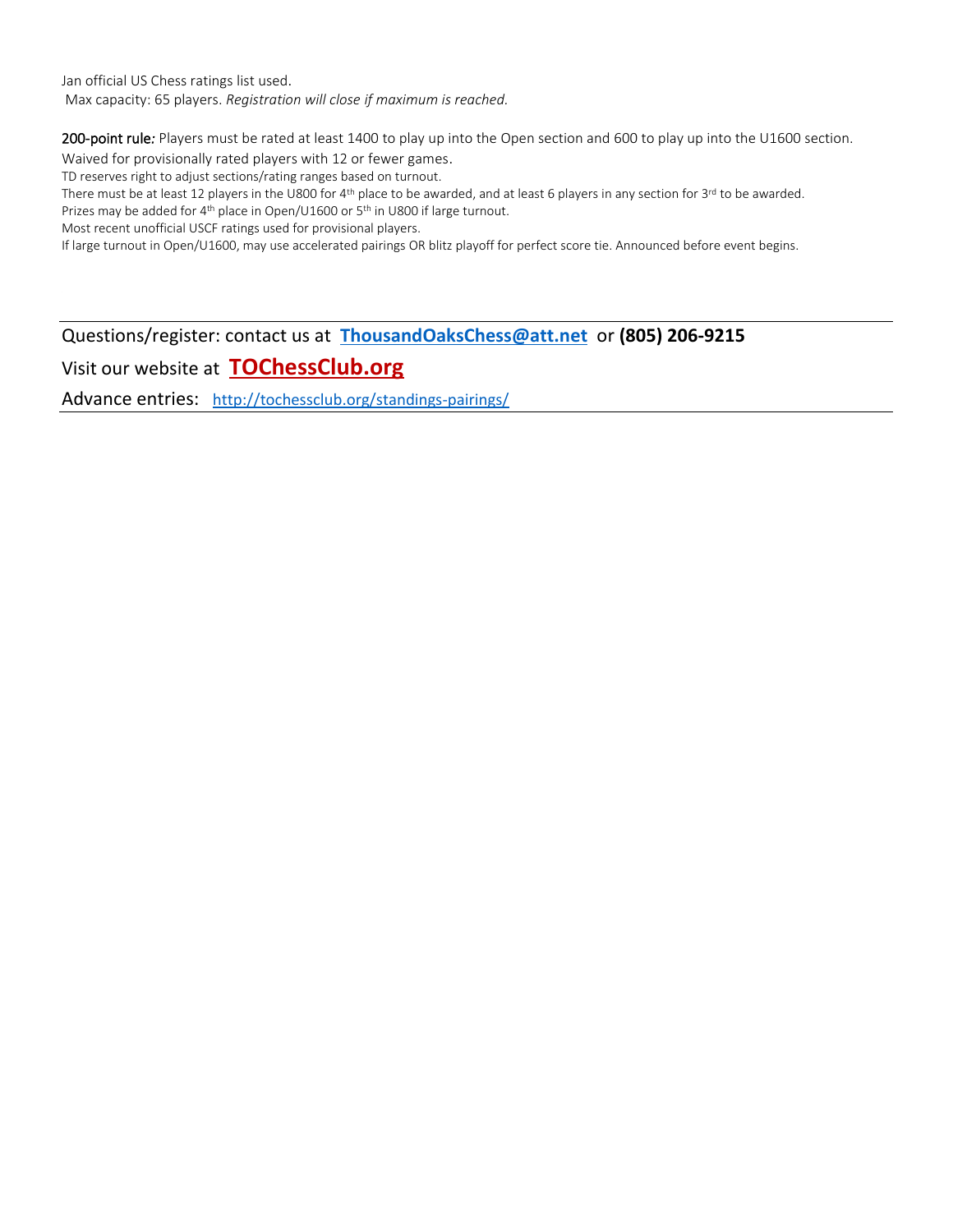Jan official US Chess ratings list used.

Max capacity: 65 players. *Registration will close if maximum is reached.*

200-point rule*:* Players must be rated at least 1400 to play up into the Open section and 600 to play up into the U1600 section.

Waived for provisionally rated players with 12 or fewer games.

TD reserves right to adjust sections/rating ranges based on turnout.

There must be at least 12 players in the U800 for 4th place to be awarded, and at least 6 players in any section for 3rd to be awarded.

Prizes may be added for 4th place in Open/U1600 or 5th in U800 if large turnout.

Most recent unofficial USCF ratings used for provisional players.

If large turnout in Open/U1600, may use accelerated pairings OR blitz playoff for perfect score tie. Announced before event begins.

---

Questions/register: contact us at **ThousandOaksChess@att.net** or **(805) 206-9215**

Visit our website at **TOChessClub.org**

Advance entries: http://tochessclub.org/standings-pairings/

---